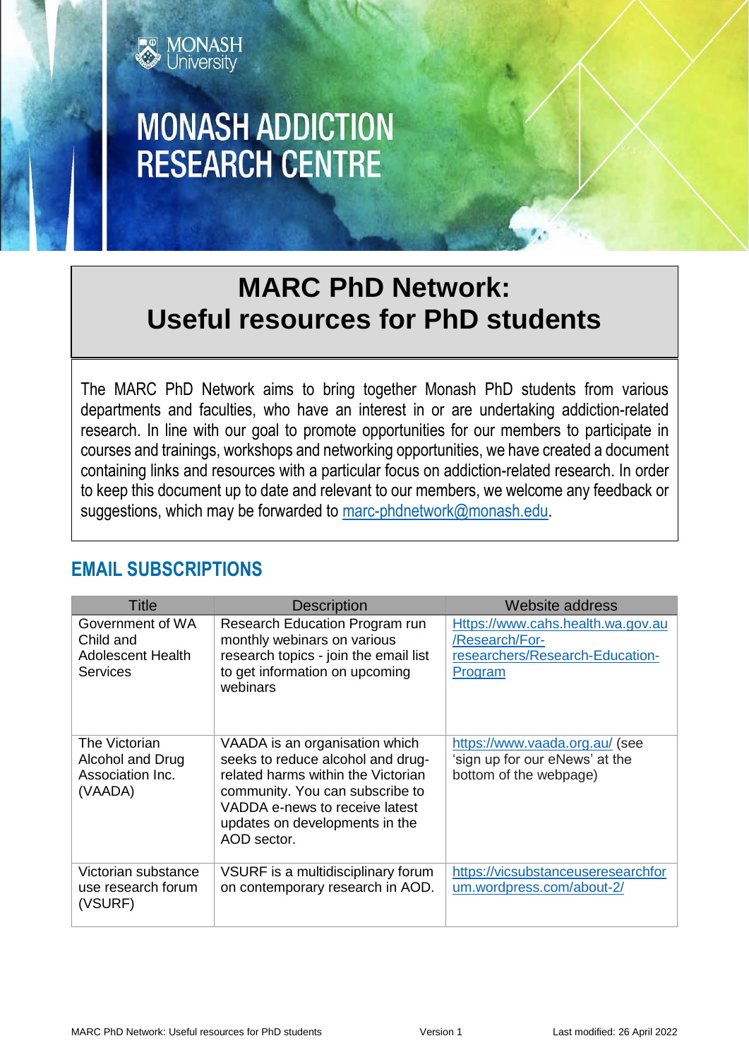MONASH University

# MONASH ADDICTION RESEARCH CENTRE

# MARC PhD Network: Useful resources for PhD students

The MARC PhD Network aims to bring together Monash PhD students from various departments and faculties, who have an interest in or are undertaking addiction-related research. In line with our goal to promote opportunities for our members to participate in courses and trainings, workshops and networking opportunities, we have created a document containing links and resources with a particular focus on addiction-related research. In order to keep this document up to date and relevant to our members, we welcome any feedback or suggestions, which may be forwarded to marc-phdnetwork@monash.edu.

## EMAIL SUBSCRIPTIONS

| Title | Description | Website address |
|---|---|---|
| Government of WA Child and Adolescent Health Services | Research Education Program run monthly webinars on various research topics - join the email list to get information on upcoming webinars | Https://www.cahs.health.wa.gov.au/Research/For-researchers/Research-Education-Program |
| The Victorian Alcohol and Drug Association Inc. (VAADA) | VAADA is an organisation which seeks to reduce alcohol and drug-related harms within the Victorian community. You can subscribe to VADDA e-news to receive latest updates on developments in the AOD sector. | https://www.vaada.org.au/ (see 'sign up for our eNews' at the bottom of the webpage) |
| Victorian substance use research forum (VSURF) | VSURF is a multidisciplinary forum on contemporary research in AOD. | https://vicsubstanceuseresearchforum.wordpress.com/about-2/ |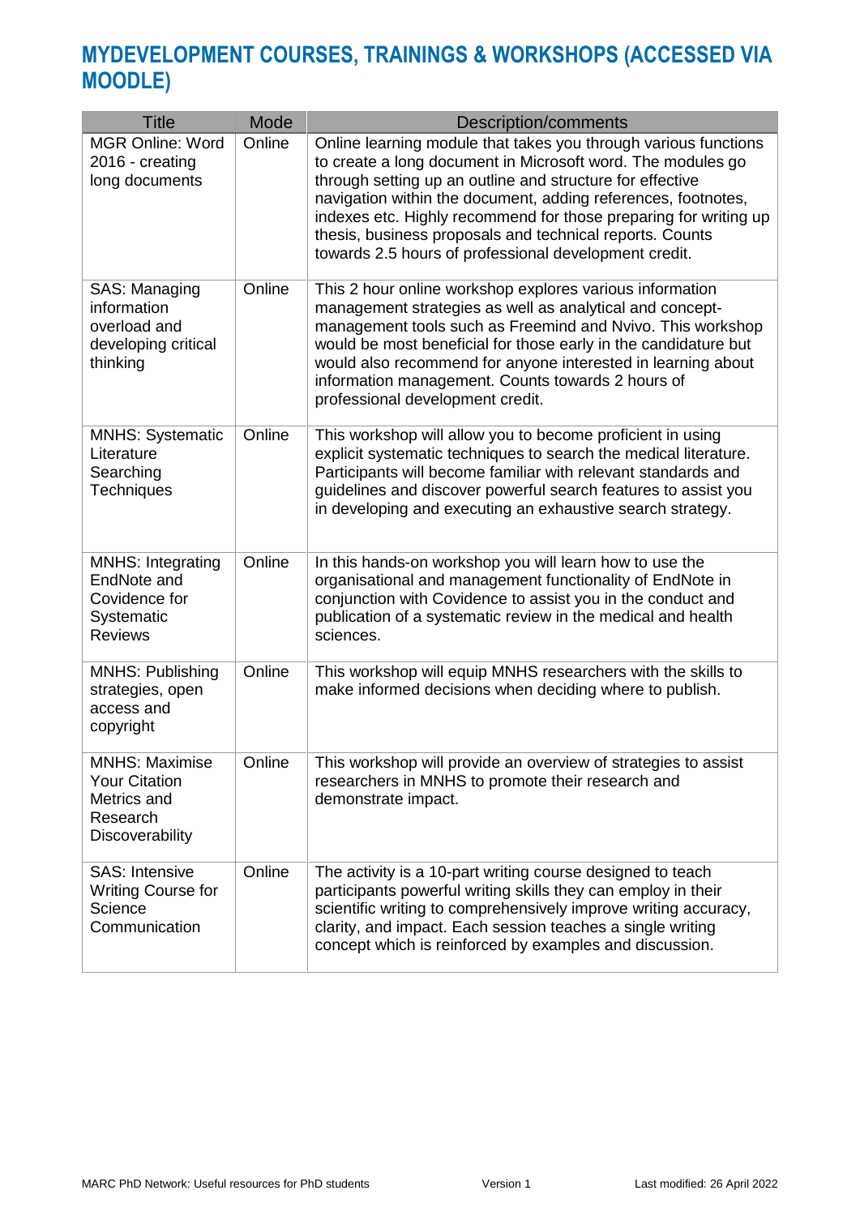# MYDEVELOPMENT COURSES, TRAININGS & WORKSHOPS (ACCESSED VIA MOODLE)

| Title | Mode | Description/comments |
|---|---|---|
| MGR Online: Word 2016 - creating long documents | Online | Online learning module that takes you through various functions to create a long document in Microsoft word. The modules go through setting up an outline and structure for effective navigation within the document, adding references, footnotes, indexes etc. Highly recommend for those preparing for writing up thesis, business proposals and technical reports. Counts towards 2.5 hours of professional development credit. |
| SAS: Managing information overload and developing critical thinking | Online | This 2 hour online workshop explores various information management strategies as well as analytical and concept-management tools such as Freemind and Nvivo. This workshop would be most beneficial for those early in the candidature but would also recommend for anyone interested in learning about information management. Counts towards 2 hours of professional development credit. |
| MNHS: Systematic Literature Searching Techniques | Online | This workshop will allow you to become proficient in using explicit systematic techniques to search the medical literature. Participants will become familiar with relevant standards and guidelines and discover powerful search features to assist you in developing and executing an exhaustive search strategy. |
| MNHS: Integrating EndNote and Covidence for Systematic Reviews | Online | In this hands-on workshop you will learn how to use the organisational and management functionality of EndNote in conjunction with Covidence to assist you in the conduct and publication of a systematic review in the medical and health sciences. |
| MNHS: Publishing strategies, open access and copyright | Online | This workshop will equip MNHS researchers with the skills to make informed decisions when deciding where to publish. |
| MNHS: Maximise Your Citation Metrics and Research Discoverability | Online | This workshop will provide an overview of strategies to assist researchers in MNHS to promote their research and demonstrate impact. |
| SAS: Intensive Writing Course for Science Communication | Online | The activity is a 10-part writing course designed to teach participants powerful writing skills they can employ in their scientific writing to comprehensively improve writing accuracy, clarity, and impact. Each session teaches a single writing concept which is reinforced by examples and discussion. |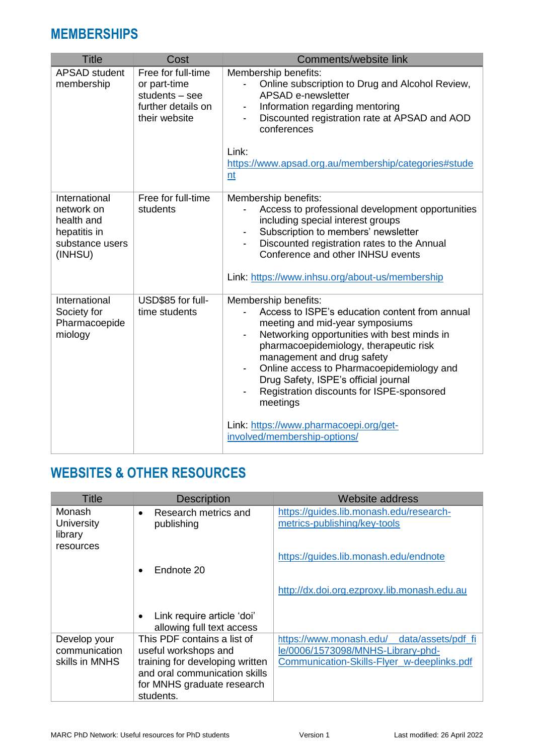## MEMBERSHIPS

| Title | Cost | Comments/website link |
|---|---|---|
| APSAD student membership | Free for full-time or part-time students – see further details on their website | Membership benefits:<br>- Online subscription to Drug and Alcohol Review, APSAD e-newsletter<br>- Information regarding mentoring<br>- Discounted registration rate at APSAD and AOD conferences<br><br>Link: https://www.apsad.org.au/membership/categories#student |
| International network on health and hepatitis in substance users (INHSU) | Free for full-time students | Membership benefits:<br>- Access to professional development opportunities including special interest groups<br>- Subscription to members' newsletter<br>- Discounted registration rates to the Annual Conference and other INHSU events<br><br>Link: https://www.inhsu.org/about-us/membership |
| International Society for Pharmacoepidemiology | USD$85 for full-time students | Membership benefits:<br>- Access to ISPE's education content from annual meeting and mid-year symposiums<br>- Networking opportunities with best minds in pharmacoepidemiology, therapeutic risk management and drug safety<br>- Online access to Pharmacoepidemiology and Drug Safety, ISPE's official journal<br>- Registration discounts for ISPE-sponsored meetings<br><br>Link: https://www.pharmacoepi.org/get-involved/membership-options/ |

## WEBSITES & OTHER RESOURCES

| Title | Description | Website address |
|---|---|---|
| Monash University library resources | • Research metrics and publishing<br><br>• Endnote 20<br><br>• Link require article 'doi' allowing full text access | https://guides.lib.monash.edu/research-metrics-publishing/key-tools<br><br>https://guides.lib.monash.edu/endnote<br><br>http://dx.doi.org.ezproxy.lib.monash.edu.au |
| Develop your communication skills in MNHS | This PDF contains a list of useful workshops and training for developing written and oral communication skills for MNHS graduate research students. | https://www.monash.edu/__data/assets/pdf_file/0006/1573098/MNHS-Library-phd-Communication-Skills-Flyer_w-deeplinks.pdf |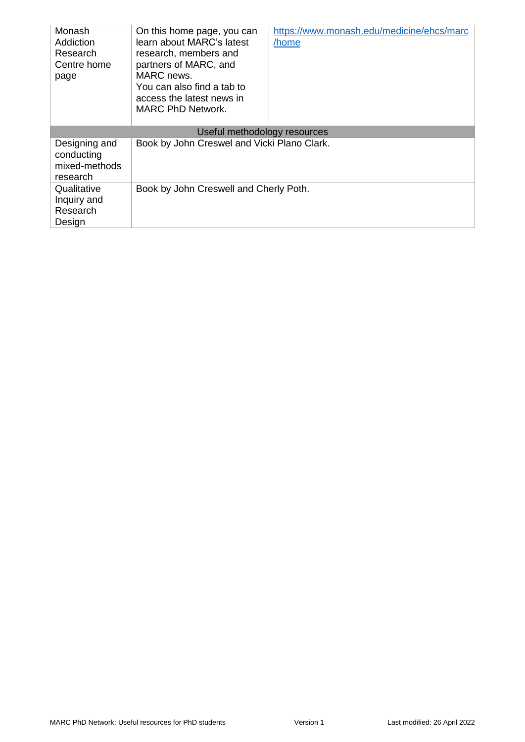| | | |
|---|---|---|
| Monash Addiction Research Centre home page | On this home page, you can learn about MARC's latest research, members and partners of MARC, and MARC news. You can also find a tab to access the latest news in MARC PhD Network. | https://www.monash.edu/medicine/ehcs/marc/home |
| Useful methodology resources | | |
| Designing and conducting mixed-methods research | Book by John Creswel and Vicki Plano Clark. | |
| Qualitative Inquiry and Research Design | Book by John Creswell and Cherly Poth. | |